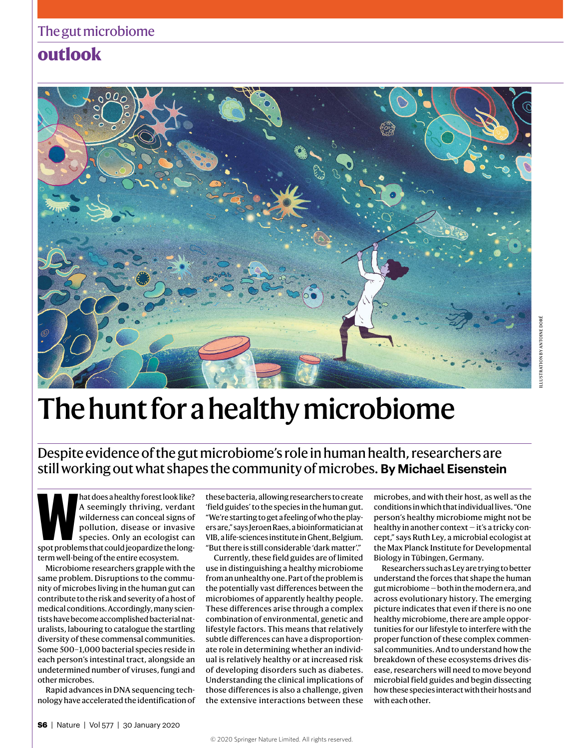The gut microbiome

**outlook**

ILLUSTRATION BY ANTOINE DORÉ

# The hunt for a healthy microbiome

## Despite evidence of the gut microbiome's role in human health, researchers are still working out what shapes the community of microbes. **By Michael Eisenstein**

What does a healthy forest look like? A seemingly thriving, verdant wilderness can conceal signs of pollution, disease or invasive species. Only an ecologist can spot problems that could jeopardize the long-term well-being of the entire ecosystem.

Microbiome researchers grapple with the same problem. Disruptions to the community of microbes living in the human gut can contribute to the risk and severity of a host of medical conditions. Accordingly, many scientists have become accomplished bacterial naturalists, labouring to catalogue the startling diversity of these commensal communities. Some 500–1,000 bacterial species reside in each person's intestinal tract, alongside an undetermined number of viruses, fungi and other microbes.

Rapid advances in DNA sequencing technology have accelerated the identification of these bacteria, allowing researchers to create 'field guides' to the species in the human gut. "We're starting to get a feeling of who the players are," says Jeroen Raes, a bioinformatician at VIB, a life-sciences institute in Ghent, Belgium. "But there is still considerable 'dark matter'."

Currently, these field guides are of limited use in distinguishing a healthy microbiome from an unhealthy one. Part of the problem is the potentially vast differences between the microbiomes of apparently healthy people. These differences arise through a complex combination of environmental, genetic and lifestyle factors. This means that relatively subtle differences can have a disproportionate role in determining whether an individual is relatively healthy or at increased risk of developing disorders such as diabetes. Understanding the clinical implications of those differences is also a challenge, given the extensive interactions between these microbes, and with their host, as well as the conditions in which that individual lives. "One person's healthy microbiome might not be healthy in another context — it's a tricky concept," says Ruth Ley, a microbial ecologist at the Max Planck Institute for Developmental Biology in Tübingen, Germany.

Researchers such as Ley are trying to better understand the forces that shape the human gut microbiome — both in the modern era, and across evolutionary history. The emerging picture indicates that even if there is no one healthy microbiome, there are ample opportunities for our lifestyle to interfere with the proper function of these complex commensal communities. And to understand how the breakdown of these ecosystems drives disease, researchers will need to move beyond microbial field guides and begin dissecting how these species interact with their hosts and with each other.

© 2020 Springer Nature Limited. All rights reserved.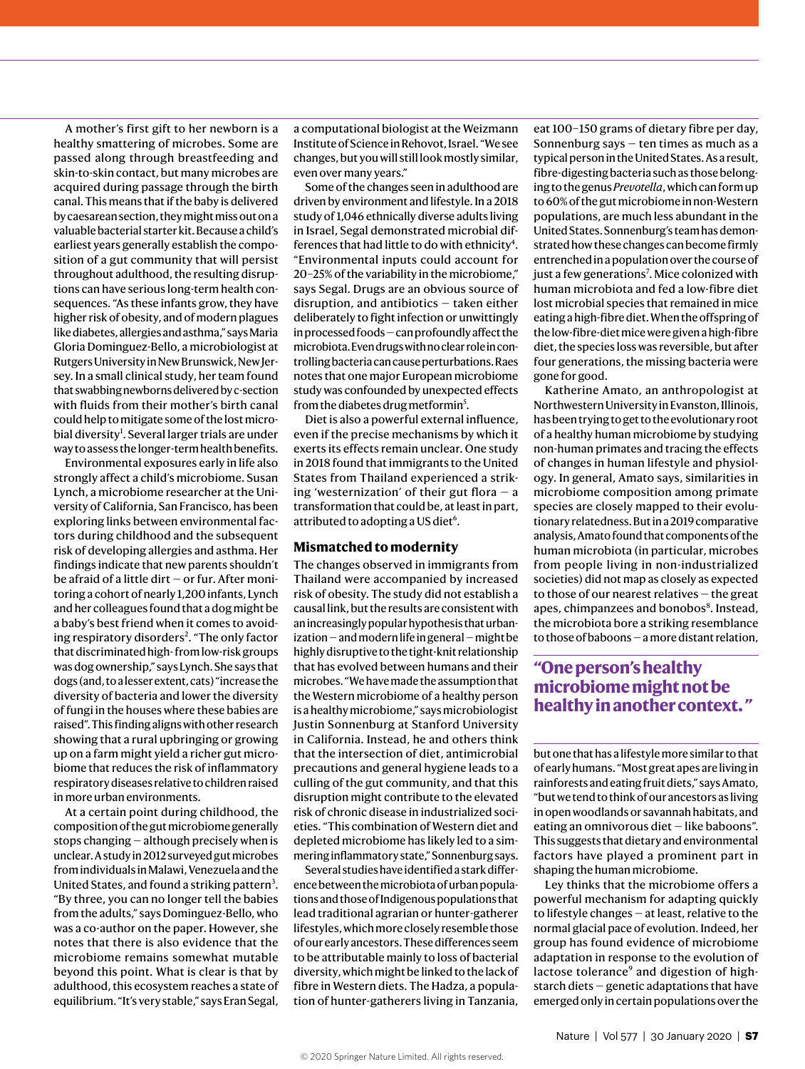A mother's first gift to her newborn is a healthy smattering of microbes. Some are passed along through breastfeeding and skin-to-skin contact, but many microbes are acquired during passage through the birth canal. This means that if the baby is delivered by caesarean section, they might miss out on a valuable bacterial starter kit. Because a child's earliest years generally establish the composition of a gut community that will persist throughout adulthood, the resulting disruptions can have serious long-term health consequences. "As these infants grow, they have higher risk of obesity, and of modern plagues like diabetes, allergies and asthma," says Maria Gloria Dominguez-Bello, a microbiologist at Rutgers University in New Brunswick, New Jersey. In a small clinical study, her team found that swabbing newborns delivered by c-section with fluids from their mother's birth canal could help to mitigate some of the lost microbial diversity[1]. Several larger trials are under way to assess the longer-term health benefits.

Environmental exposures early in life also strongly affect a child's microbiome. Susan Lynch, a microbiome researcher at the University of California, San Francisco, has been exploring links between environmental factors during childhood and the subsequent risk of developing allergies and asthma. Her findings indicate that new parents shouldn't be afraid of a little dirt — or fur. After monitoring a cohort of nearly 1,200 infants, Lynch and her colleagues found that a dog might be a baby's best friend when it comes to avoiding respiratory disorders[2]. "The only factor that discriminated high- from low-risk groups was dog ownership," says Lynch. She says that dogs (and, to a lesser extent, cats) "increase the diversity of bacteria and lower the diversity of fungi in the houses where these babies are raised". This finding aligns with other research showing that a rural upbringing or growing up on a farm might yield a richer gut microbiome that reduces the risk of inflammatory respiratory diseases relative to children raised in more urban environments.

At a certain point during childhood, the composition of the gut microbiome generally stops changing — although precisely when is unclear. A study in 2012 surveyed gut microbes from individuals in Malawi, Venezuela and the United States, and found a striking pattern[3]. "By three, you can no longer tell the babies from the adults," says Dominguez-Bello, who was a co-author on the paper. However, she notes that there is also evidence that the microbiome remains somewhat mutable beyond this point. What is clear is that by adulthood, this ecosystem reaches a state of equilibrium. "It's very stable," says Eran Segal, a computational biologist at the Weizmann Institute of Science in Rehovot, Israel. "We see changes, but you will still look mostly similar, even over many years."

Some of the changes seen in adulthood are driven by environment and lifestyle. In a 2018 study of 1,046 ethnically diverse adults living in Israel, Segal demonstrated microbial differences that had little to do with ethnicity[4]. "Environmental inputs could account for 20–25% of the variability in the microbiome," says Segal. Drugs are an obvious source of disruption, and antibiotics — taken either deliberately to fight infection or unwittingly in processed foods — can profoundly affect the microbiota. Even drugs with no clear role in controlling bacteria can cause perturbations. Raes notes that one major European microbiome study was confounded by unexpected effects from the diabetes drug metformin[5].

Diet is also a powerful external influence, even if the precise mechanisms by which it exerts its effects remain unclear. One study in 2018 found that immigrants to the United States from Thailand experienced a striking 'westernization' of their gut flora — a transformation that could be, at least in part, attributed to adopting a US diet[6].

## Mismatched to modernity

The changes observed in immigrants from Thailand were accompanied by increased risk of obesity. The study did not establish a causal link, but the results are consistent with an increasingly popular hypothesis that urbanization — and modern life in general — might be highly disruptive to the tight-knit relationship that has evolved between humans and their microbes. "We have made the assumption that the Western microbiome of a healthy person is a healthy microbiome," says microbiologist Justin Sonnenburg at Stanford University in California. Instead, he and others think that the intersection of diet, antimicrobial precautions and general hygiene leads to a culling of the gut community, and that this disruption might contribute to the elevated risk of chronic disease in industrialized societies. "This combination of Western diet and depleted microbiome has likely led to a simmering inflammatory state," Sonnenburg says.

Several studies have identified a stark difference between the microbiota of urban populations and those of Indigenous populations that lead traditional agrarian or hunter-gatherer lifestyles, which more closely resemble those of our early ancestors. These differences seem to be attributable mainly to loss of bacterial diversity, which might be linked to the lack of fibre in Western diets. The Hadza, a population of hunter-gatherers living in Tanzania, eat 100–150 grams of dietary fibre per day, Sonnenburg says — ten times as much as a typical person in the United States. As a result, fibre-digesting bacteria such as those belonging to the genus *Prevotella*, which can form up to 60% of the gut microbiome in non-Western populations, are much less abundant in the United States. Sonnenburg's team has demonstrated how these changes can become firmly entrenched in a population over the course of just a few generations[7]. Mice colonized with human microbiota and fed a low-fibre diet lost microbial species that remained in mice eating a high-fibre diet. When the offspring of the low-fibre-diet mice were given a high-fibre diet, the species loss was reversible, but after four generations, the missing bacteria were gone for good.

Katherine Amato, an anthropologist at Northwestern University in Evanston, Illinois, has been trying to get to the evolutionary root of a healthy human microbiome by studying non-human primates and tracing the effects of changes in human lifestyle and physiology. In general, Amato says, similarities in microbiome composition among primate species are closely mapped to their evolutionary relatedness. But in a 2019 comparative analysis, Amato found that components of the human microbiota (in particular, microbes from people living in non-industrialized societies) did not map as closely as expected to those of our nearest relatives — the great apes, chimpanzees and bonobos[8]. Instead, the microbiota bore a striking resemblance to those of baboons — a more distant relative, but one that has a lifestyle more similar to that of early humans. "Most great apes are living in rainforests and eating fruit diets," says Amato, "but we tend to think of our ancestors as living in open woodlands or savannah habitats, and eating an omnivorous diet — like baboons". This suggests that dietary and environmental factors have played a prominent part in shaping the human microbiome.

> **"One person's healthy microbiome might not be healthy in another context."**

Ley thinks that the microbiome offers a powerful mechanism for adapting quickly to lifestyle changes — at least, relative to the normal glacial pace of evolution. Indeed, her group has found evidence of microbiome adaptation in response to the evolution of lactose tolerance[9] and digestion of high-starch diets — genetic adaptations that have emerged only in certain populations over the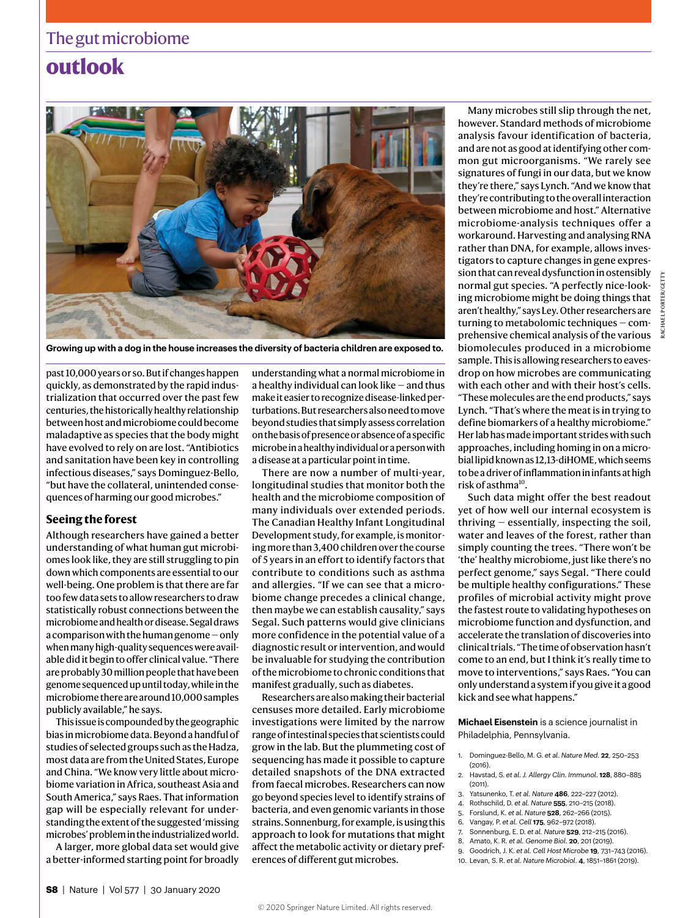Growing up with a dog in the house increases the diversity of bacteria children are exposed to.

past 10,000 years or so. But if changes happen quickly, as demonstrated by the rapid industrialization that occurred over the past few centuries, the historically healthy relationship between host and microbiome could become maladaptive as species that the body might have evolved to rely on are lost. "Antibiotics and sanitation have been key in controlling infectious diseases," says Dominguez-Bello, "but have the collateral, unintended consequences of harming our good microbes."

## Seeing the forest

Although researchers have gained a better understanding of what human gut microbiomes look like, they are still struggling to pin down which components are essential to our well-being. One problem is that there are far too few data sets to allow researchers to draw statistically robust connections between the microbiome and health or disease. Segal draws a comparison with the human genome – only when many high-quality sequences were available did it begin to offer clinical value. "There are probably 30 million people that have been genome sequenced up until today, while in the microbiome there are around 10,000 samples publicly available," he says.

This issue is compounded by the geographic bias in microbiome data. Beyond a handful of studies of selected groups such as the Hadza, most data are from the United States, Europe and China. "We know very little about microbiome variation in Africa, southeast Asia and South America," says Raes. That information gap will be especially relevant for understanding the extent of the suggested 'missing microbes' problem in the industrialized world.

A larger, more global data set would give a better-informed starting point for broadly understanding what a normal microbiome in a healthy individual can look like – and thus make it easier to recognize disease-linked perturbations. But researchers also need to move beyond studies that simply assess correlation on the basis of presence or absence of a specific microbe in a healthy individual or a person with a disease at a particular point in time.

There are now a number of multi-year, longitudinal studies that monitor both the health and the microbiome composition of many individuals over extended periods. The Canadian Healthy Infant Longitudinal Development study, for example, is monitoring more than 3,400 children over the course of 5 years in an effort to identify factors that contribute to conditions such as asthma and allergies. "If we can see that a microbiome change precedes a clinical change, then maybe we can establish causality," says Segal. Such patterns would give clinicians more confidence in the potential value of a diagnostic result or intervention, and would be invaluable for studying the contribution of the microbiome to chronic conditions that manifest gradually, such as diabetes.

Researchers are also making their bacterial censuses more detailed. Early microbiome investigations were limited by the narrow range of intestinal species that scientists could grow in the lab. But the plummeting cost of sequencing has made it possible to capture detailed snapshots of the DNA extracted from faecal microbes. Researchers can now go beyond species level to identify strains of bacteria, and even genomic variants in those strains. Sonnenburg, for example, is using this approach to look for mutations that might affect the metabolic activity or dietary preferences of different gut microbes.

Many microbes still slip through the net, however. Standard methods of microbiome analysis favour identification of bacteria, and are not as good at identifying other common gut microorganisms. "We rarely see signatures of fungi in our data, but we know they're there," says Lynch. "And we know that they're contributing to the overall interaction between microbiome and host." Alternative microbiome-analysis techniques offer a workaround. Harvesting and analysing RNA rather than DNA, for example, allows investigators to capture changes in gene expression that can reveal dysfunction in ostensibly normal gut species. "A perfectly nice-looking microbiome might be doing things that aren't healthy," says Ley. Other researchers are turning to metabolomic techniques – comprehensive chemical analysis of the various biomolecules produced in a microbiome sample. This is allowing researchers to eavesdrop on how microbes are communicating with each other and with their host's cells. "These molecules are the end products," says Lynch. "That's where the meat is in trying to define biomarkers of a healthy microbiome." Her lab has made important strides with such approaches, including homing in on a microbial lipid known as 12,13-diHOME, which seems to be a driver of inflammation in infants at high risk of asthma[10].

Such data might offer the best readout yet of how well our internal ecosystem is thriving – essentially, inspecting the soil, water and leaves of the forest, rather than simply counting the trees. "There won't be 'the' healthy microbiome, just like there's no perfect genome," says Segal. "There could be multiple healthy configurations." These profiles of microbial activity might prove the fastest route to validating hypotheses on microbiome function and dysfunction, and accelerate the translation of discoveries into clinical trials. "The time of observation hasn't come to an end, but I think it's really time to move to interventions," says Raes. "You can only understand a system if you give it a good kick and see what happens."

**Michael Eisenstein** is a science journalist in Philadelphia, Pennsylvania.

1. Dominguez-Bello, M. G. *et al. Nature Med.* **22**, 250–253 (2016).
2. Havstad, S. *et al. J. Allergy Clin. Immunol.* **128**, 880–885 (2011).
3. Yatsunenko, T. *et al. Nature* **486**, 222–227 (2012).
4. Rothschild, D. *et al. Nature* **555**, 210–215 (2018).
5. Forslund, K. *et al. Nature* **528**, 262–266 (2015).
6. Vangay, P. *et al. Cell* **175**, 962–972 (2018).
7. Sonnenburg, E. D. *et al. Nature* **529**, 212–215 (2016).
8. Amato, K. R. *et al. Genome Biol.* **20**, 201 (2019).
9. Goodrich, J. K. *et al. Cell Host Microbe* **19**, 731–743 (2016).
10. Levan, S. R. *et al. Nature Microbiol.* **4**, 1851–1861 (2019).